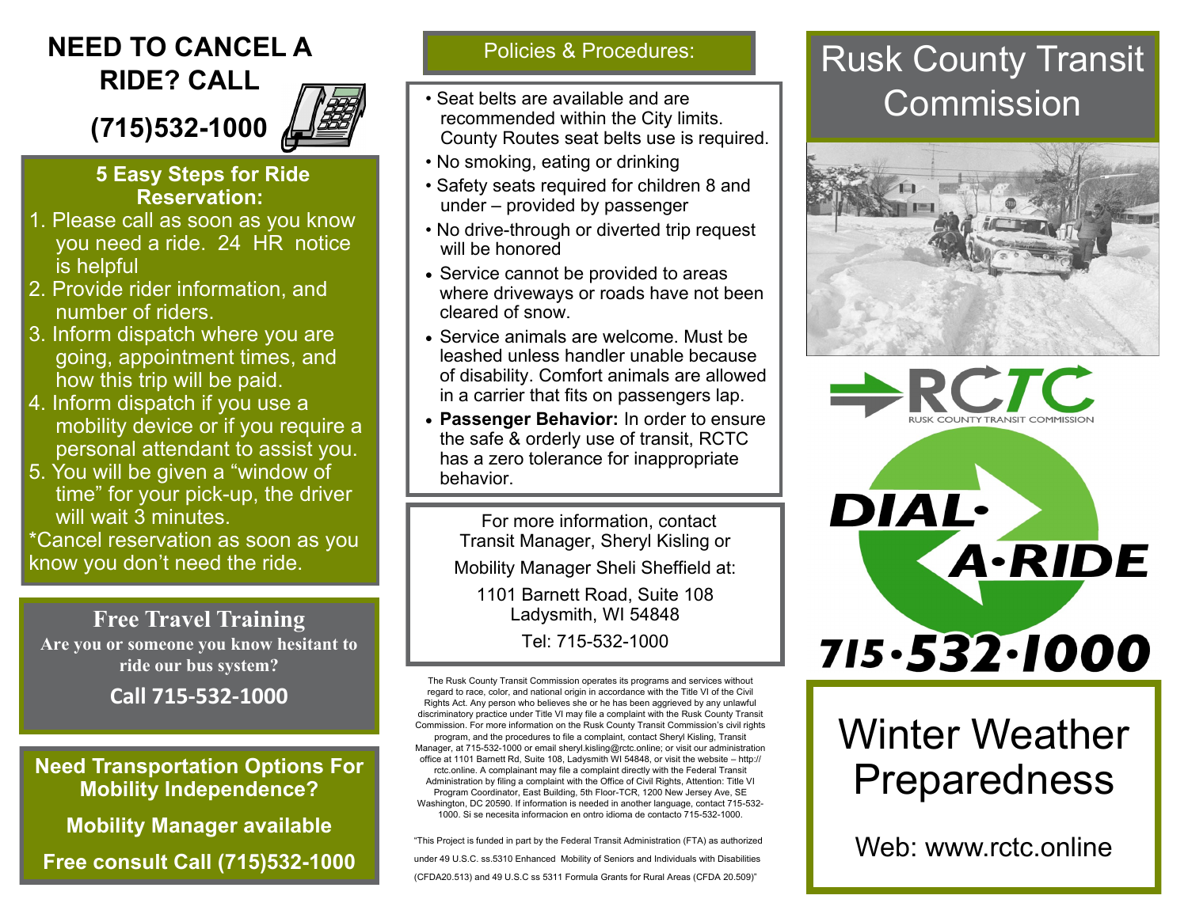## NEED TO CANCEL A RIDE? CALL

## (715)532-1000

### 5 Easy Steps for Ride Reservation:

1. Please call as soon as you know you need a ride. 24 HR notice is helpful
2. Provide rider information, and number of riders.
3. Inform dispatch where you are going, appointment times, and how this trip will be paid.
4. Inform dispatch if you use a mobility device or if you require a personal attendant to assist you.
5. You will be given a "window of time" for your pick-up, the driver will wait 3 minutes.

*Cancel reservation as soon as you know you don't need the ride.

### Free Travel Training

**Are you or someone you know hesitant to ride our bus system?**

**Call 715-532-1000**

### Need Transportation Options For Mobility Independence?

**Mobility Manager available**

**Free consult Call (715)532-1000**

### Policies & Procedures:

- Seat belts are available and are recommended within the City limits. County Routes seat belts use is required.
- No smoking, eating or drinking
- Safety seats required for children 8 and under – provided by passenger
- No drive-through or diverted trip request will be honored
- Service cannot be provided to areas where driveways or roads have not been cleared of snow.
- Service animals are welcome. Must be leashed unless handler unable because of disability. Comfort animals are allowed in a carrier that fits on passengers lap.
- **Passenger Behavior:** In order to ensure the safe & orderly use of transit, RCTC has a zero tolerance for inappropriate behavior.

For more information, contact Transit Manager, Sheryl Kisling or

Mobility Manager Sheli Sheffield at:

1101 Barnett Road, Suite 108
Ladysmith, WI 54848

Tel: 715-532-1000

The Rusk County Transit Commission operates its programs and services without regard to race, color, and national origin in accordance with the Title VI of the Civil Rights Act. Any person who believes she or he has been aggrieved by any unlawful discriminatory practice under Title VI may file a complaint with the Rusk County Transit Commission. For more information on the Rusk County Transit Commission's civil rights program, and the procedures to file a complaint, contact Sheryl Kisling, Transit Manager, at 715-532-1000 or email sheryl.kisling@rctc.online; or visit our administration office at 1101 Barnett Rd, Suite 108, Ladysmith WI 54848, or visit the website – http://rctc.online. A complainant may file a complaint directly with the Federal Transit Administration by filing a complaint with the Office of Civil Rights, Attention: Title VI Program Coordinator, East Building, 5th Floor-TCR, 1200 New Jersey Ave, SE Washington, DC 20590. If information is needed in another language, contact 715-532-1000. Si se necesita informacion en ontro idioma de contacto 715-532-1000.

"This Project is funded in part by the Federal Transit Administration (FTA) as authorized under 49 U.S.C. ss.5310 Enhanced Mobility of Seniors and Individuals with Disabilities (CFDA20.513) and 49 U.S.C ss 5311 Formula Grants for Rural Areas (CFDA 20.509)"

# Rusk County Transit Commission

RCTC
RUSK COUNTY TRANSIT COMMISSION

DIAL·A·RIDE

715·532·1000

# Winter Weather Preparedness

Web: www.rctc.online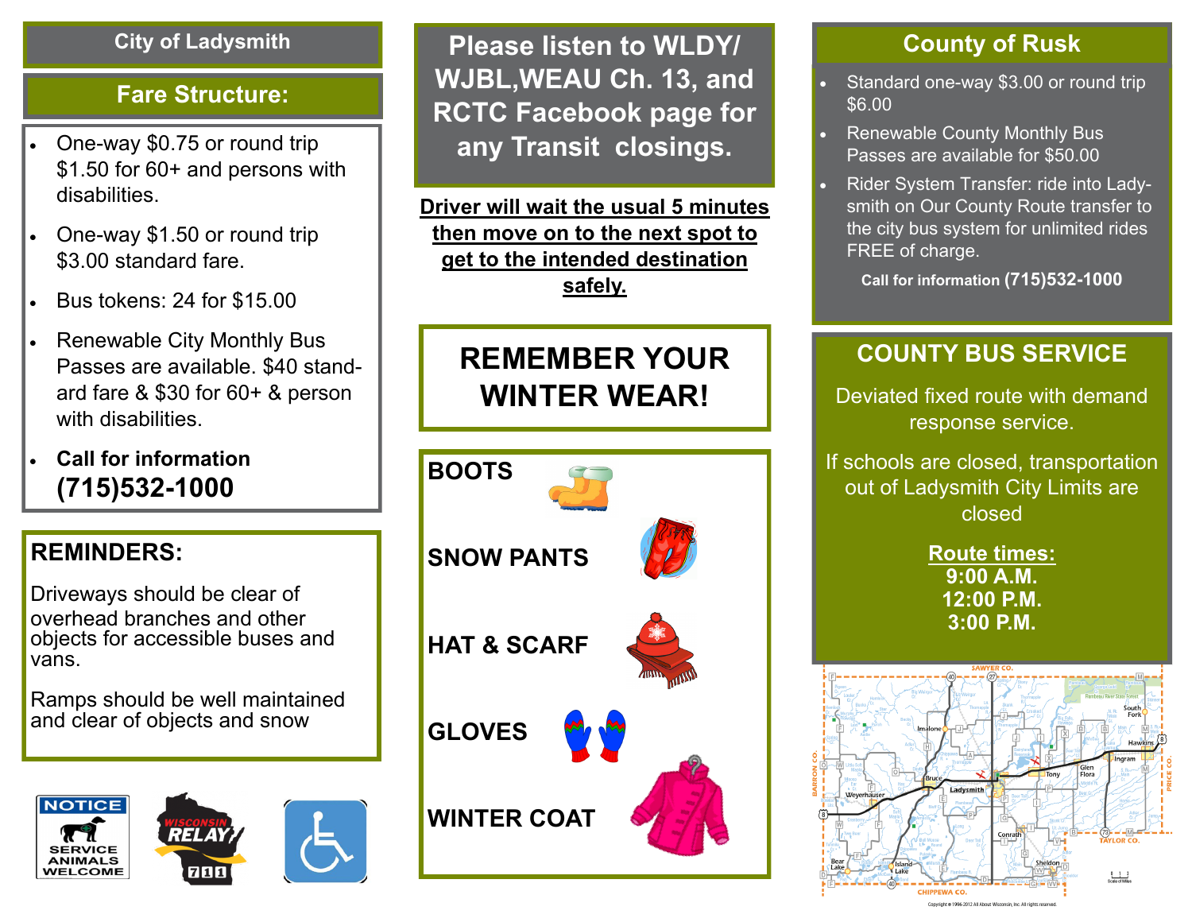## City of Ladysmith

### Fare Structure:

- One-way $0.75 or round trip $1.50 for 60+ and persons with disabilities.
- One-way $1.50 or round trip $3.00 standard fare.
- Bus tokens: 24 for $15.00
- Renewable City Monthly Bus Passes are available. $40 standard fare & $30 for 60+ & person with disabilities.
- **Call for information (715)532-1000**

### REMINDERS:

Driveways should be clear of overhead branches and other objects for accessible buses and vans.

Ramps should be well maintained and clear of objects and snow

NOTICE SERVICE ANIMALS WELCOME

WISCONSIN RELAY 711

## Please listen to WLDY/ WJBL,WEAU Ch. 13, and RCTC Facebook page for any Transit closings.

**Driver will wait the usual 5 minutes then move on to the next spot to get to the intended destination safely.**

## REMEMBER YOUR WINTER WEAR!

**BOOTS**

**SNOW PANTS**

**HAT & SCARF**

**GLOVES**

**WINTER COAT**

## County of Rusk

- Standard one-way $3.00 or round trip $6.00
- Renewable County Monthly Bus Passes are available for $50.00
- Rider System Transfer: ride into Ladysmith on Our County Route transfer to the city bus system for unlimited rides FREE of charge.

**Call for information (715)532-1000**

## COUNTY BUS SERVICE

Deviated fixed route with demand response service.

If schools are closed, transportation out of Ladysmith City Limits are closed

**Route times:**
**9:00 A.M.**
**12:00 P.M.**
**3:00 P.M.**

SAWYER CO.
Imalone
Bruce
Ladysmith
Tony
Glen Flora
Ingram
Hawkins
South Fork
Weyerhaeuser
Conrath
Sheldon
Bear Lake
Island Lake
BARRON CO.
PRICE CO.
TAYLOR CO.
CHIPPEWA CO.
Copyright © 1996-2012 All About Wisconsin, Inc. All rights reserved.